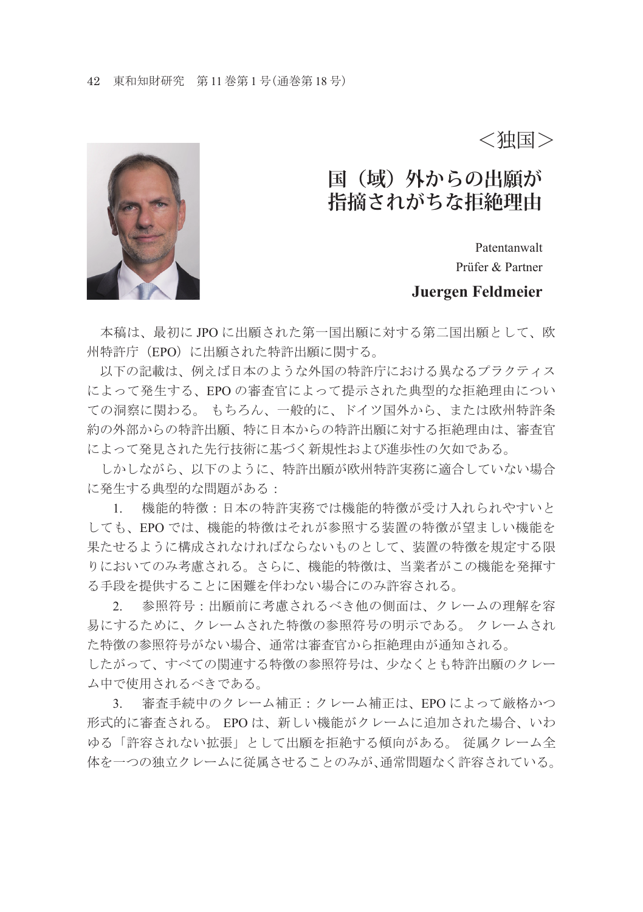＜独国＞

# 国（域）外からの出願が指摘されがちな拒絶理由

Patentanwalt
Prüfer & Partner
**Juergen Feldmeier**

本稿は、最初に JPO に出願された第一国出願に対する第二国出願として、欧州特許庁（EPO）に出願された特許出願に関する。

以下の記載は、例えば日本のような外国の特許庁における異なるプラクティスによって発生する、EPO の審査官によって提示された典型的な拒絶理由についての洞察に関わる。 もちろん、一般的に、ドイツ国外から、または欧州特許条約の外部からの特許出願、特に日本からの特許出願に対する拒絶理由は、審査官によって発見された先行技術に基づく新規性および進歩性の欠如である。

しかしながら、以下のように、特許出願が欧州特許実務に適合していない場合に発生する典型的な問題がある：

1. 機能的特徴：日本の特許実務では機能的特徴が受け入れられやすいとしても、EPO では、機能的特徴はそれが参照する装置の特徴が望ましい機能を果たせるように構成されなければならないものとして、装置の特徴を規定する限りにおいてのみ考慮される。さらに、機能的特徴は、当業者がこの機能を発揮する手段を提供することに困難を伴わない場合にのみ許容される。

2. 参照符号：出願前に考慮されるべき他の側面は、クレームの理解を容易にするために、クレームされた特徴の参照符号の明示である。 クレームされた特徴の参照符号がない場合、通常は審査官から拒絶理由が通知される。
したがって、すべての関連する特徴の参照符号は、少なくとも特許出願のクレーム中で使用されるべきである。

3. 審査手続中のクレーム補正：クレーム補正は、EPO によって厳格かつ形式的に審査される。 EPO は、新しい機能がクレームに追加された場合、いわゆる「許容されない拡張」として出願を拒絶する傾向がある。 従属クレーム全体を一つの独立クレームに従属させることのみが､通常問題なく許容されている。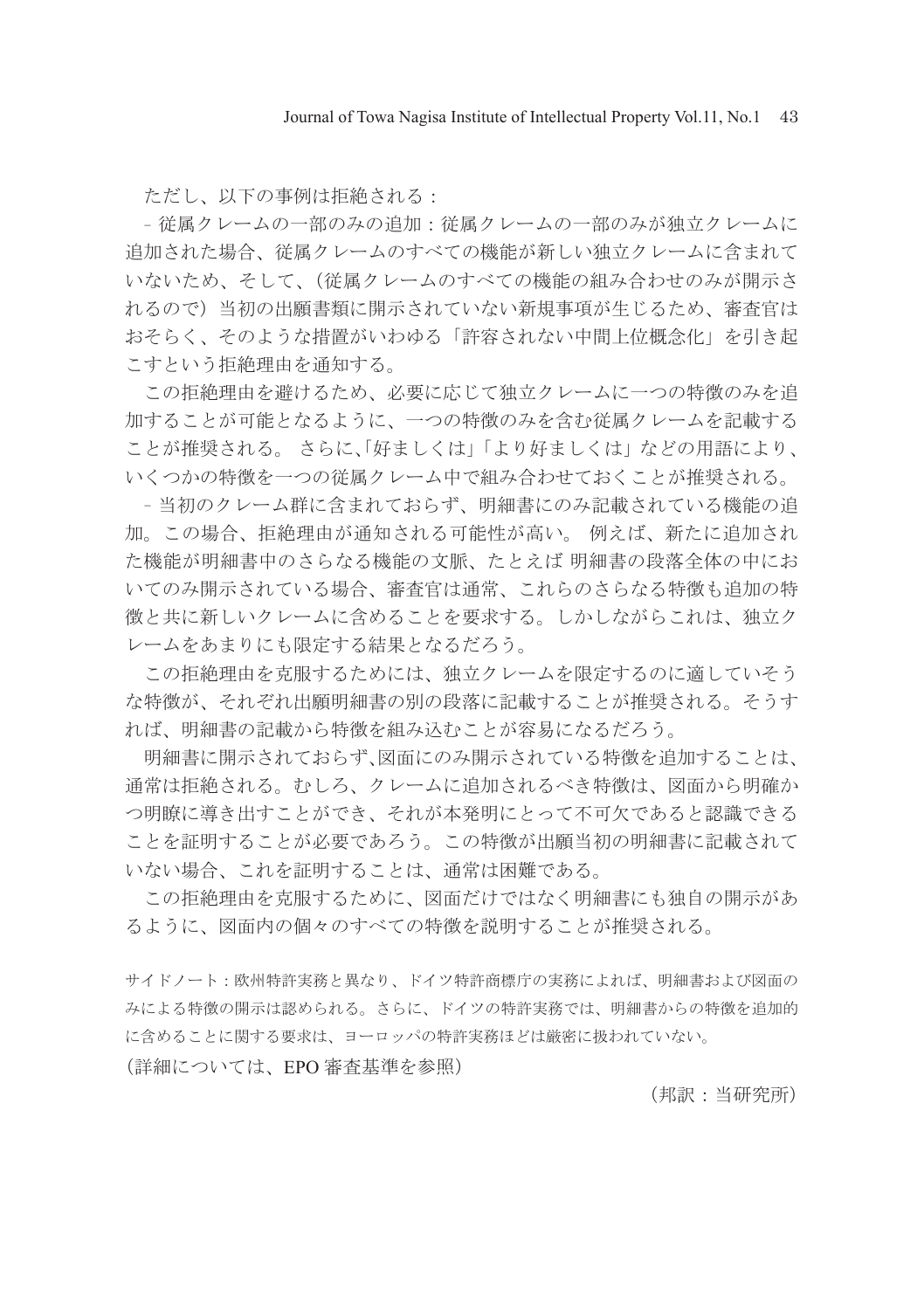ただし、以下の事例は拒絶される：

- 従属クレームの一部のみの追加：従属クレームの一部のみが独立クレームに追加された場合、従属クレームのすべての機能が新しい独立クレームに含まれていないため、そして、（従属クレームのすべての機能の組み合わせのみが開示されるので）当初の出願書類に開示されていない新規事項が生じるため、審査官はおそらく、そのような措置がいわゆる「許容されない中間上位概念化」を引き起こすという拒絶理由を通知する。

この拒絶理由を避けるため、必要に応じて独立クレームに一つの特徴のみを追加することが可能となるように、一つの特徴のみを含む従属クレームを記載することが推奨される。 さらに、「好ましくは」「より好ましくは」などの用語により、いくつかの特徴を一つの従属クレーム中で組み合わせておくことが推奨される。

- 当初のクレーム群に含まれておらず、明細書にのみ記載されている機能の追加。この場合、拒絶理由が通知される可能性が高い。 例えば、新たに追加された機能が明細書中のさらなる機能の文脈、たとえば 明細書の段落全体の中においてのみ開示されている場合、審査官は通常、これらのさらなる特徴も追加の特徴と共に新しいクレームに含めることを要求する。しかしながらこれは、独立クレームをあまりにも限定する結果となるだろう。

この拒絶理由を克服するためには、独立クレームを限定するのに適していそうな特徴が、それぞれ出願明細書の別の段落に記載することが推奨される。そうすれば、明細書の記載から特徴を組み込むことが容易になるだろう。

明細書に開示されておらず､図面にのみ開示されている特徴を追加することは、通常は拒絶される。むしろ、クレームに追加されるべき特徴は、図面から明確かつ明瞭に導き出すことができ、それが本発明にとって不可欠であると認識できることを証明することが必要であろう。この特徴が出願当初の明細書に記載されていない場合、これを証明することは、通常は困難である。

この拒絶理由を克服するために、図面だけではなく明細書にも独自の開示があるように、図面内の個々のすべての特徴を説明することが推奨される。

サイドノート：欧州特許実務と異なり、ドイツ特許商標庁の実務によれば、明細書および図面のみによる特徴の開示は認められる。さらに、ドイツの特許実務では、明細書からの特徴を追加的に含めることに関する要求は、ヨーロッパの特許実務ほどは厳密に扱われていない。

（詳細については、EPO 審査基準を参照）

（邦訳：当研究所）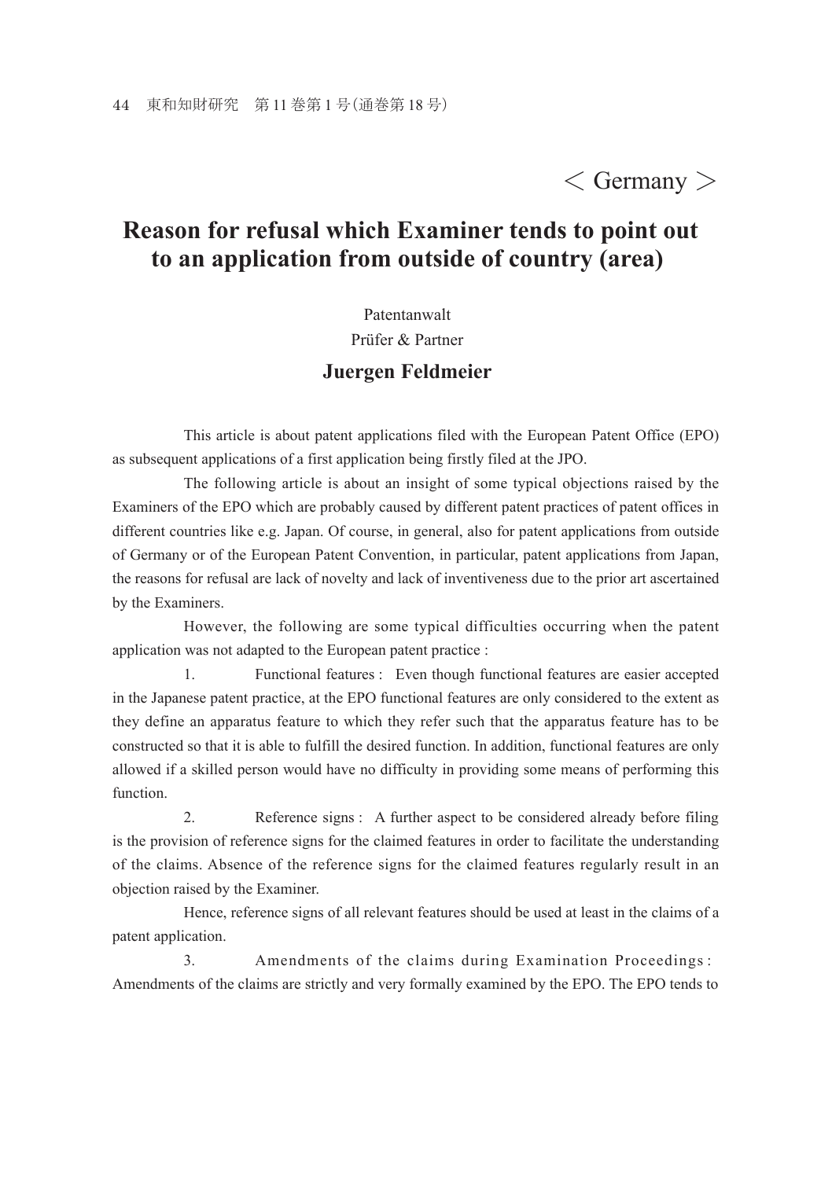< Germany >

# Reason for refusal which Examiner tends to point out to an application from outside of country (area)

Patentanwalt

Prüfer & Partner

**Juergen Feldmeier**

This article is about patent applications filed with the European Patent Office (EPO) as subsequent applications of a first application being firstly filed at the JPO.

The following article is about an insight of some typical objections raised by the Examiners of the EPO which are probably caused by different patent practices of patent offices in different countries like e.g. Japan. Of course, in general, also for patent applications from outside of Germany or of the European Patent Convention, in particular, patent applications from Japan, the reasons for refusal are lack of novelty and lack of inventiveness due to the prior art ascertained by the Examiners.

However, the following are some typical difficulties occurring when the patent application was not adapted to the European patent practice :

1. Functional features : Even though functional features are easier accepted in the Japanese patent practice, at the EPO functional features are only considered to the extent as they define an apparatus feature to which they refer such that the apparatus feature has to be constructed so that it is able to fulfill the desired function. In addition, functional features are only allowed if a skilled person would have no difficulty in providing some means of performing this function.

2. Reference signs : A further aspect to be considered already before filing is the provision of reference signs for the claimed features in order to facilitate the understanding of the claims. Absence of the reference signs for the claimed features regularly result in an objection raised by the Examiner.

Hence, reference signs of all relevant features should be used at least in the claims of a patent application.

3. Amendments of the claims during Examination Proceedings : Amendments of the claims are strictly and very formally examined by the EPO. The EPO tends to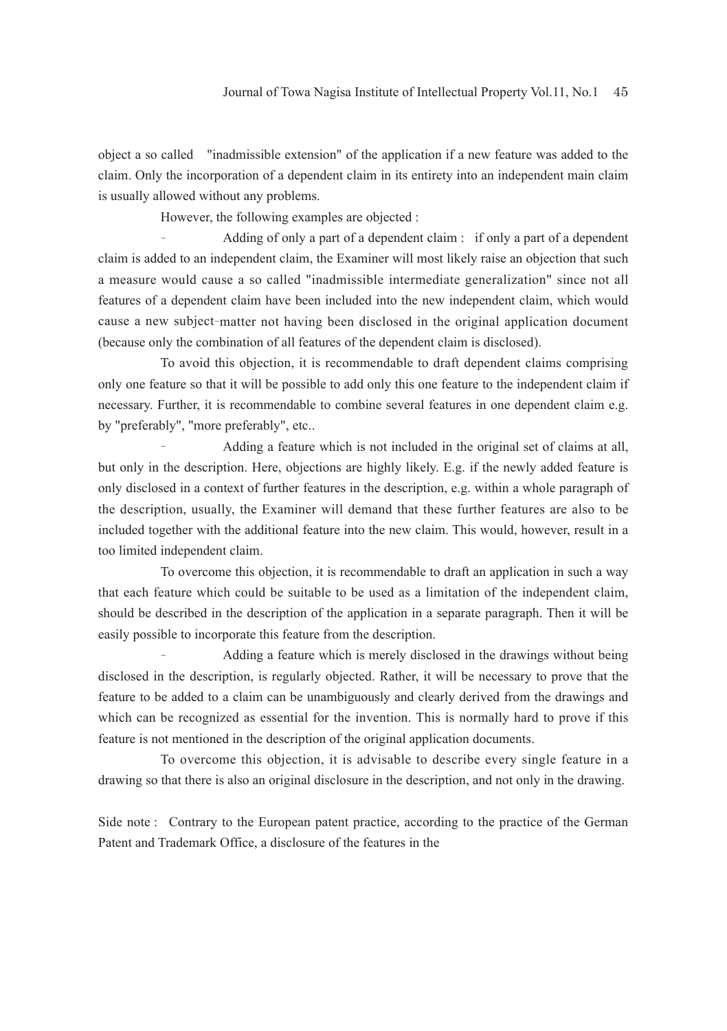object a so called "inadmissible extension" of the application if a new feature was added to the claim. Only the incorporation of a dependent claim in its entirety into an independent main claim is usually allowed without any problems.

However, the following examples are objected :

- Adding of only a part of a dependent claim : if only a part of a dependent claim is added to an independent claim, the Examiner will most likely raise an objection that such a measure would cause a so called "inadmissible intermediate generalization" since not all features of a dependent claim have been included into the new independent claim, which would cause a new subject-matter not having been disclosed in the original application document (because only the combination of all features of the dependent claim is disclosed).

  To avoid this objection, it is recommendable to draft dependent claims comprising only one feature so that it will be possible to add only this one feature to the independent claim if necessary. Further, it is recommendable to combine several features in one dependent claim e.g. by "preferably", "more preferably", etc..

- Adding a feature which is not included in the original set of claims at all, but only in the description. Here, objections are highly likely. E.g. if the newly added feature is only disclosed in a context of further features in the description, e.g. within a whole paragraph of the description, usually, the Examiner will demand that these further features are also to be included together with the additional feature into the new claim. This would, however, result in a too limited independent claim.

  To overcome this objection, it is recommendable to draft an application in such a way that each feature which could be suitable to be used as a limitation of the independent claim, should be described in the description of the application in a separate paragraph. Then it will be easily possible to incorporate this feature from the description.

- Adding a feature which is merely disclosed in the drawings without being disclosed in the description, is regularly objected. Rather, it will be necessary to prove that the feature to be added to a claim can be unambiguously and clearly derived from the drawings and which can be recognized as essential for the invention. This is normally hard to prove if this feature is not mentioned in the description of the original application documents.

  To overcome this objection, it is advisable to describe every single feature in a drawing so that there is also an original disclosure in the description, and not only in the drawing.

Side note : Contrary to the European patent practice, according to the practice of the German Patent and Trademark Office, a disclosure of the features in the